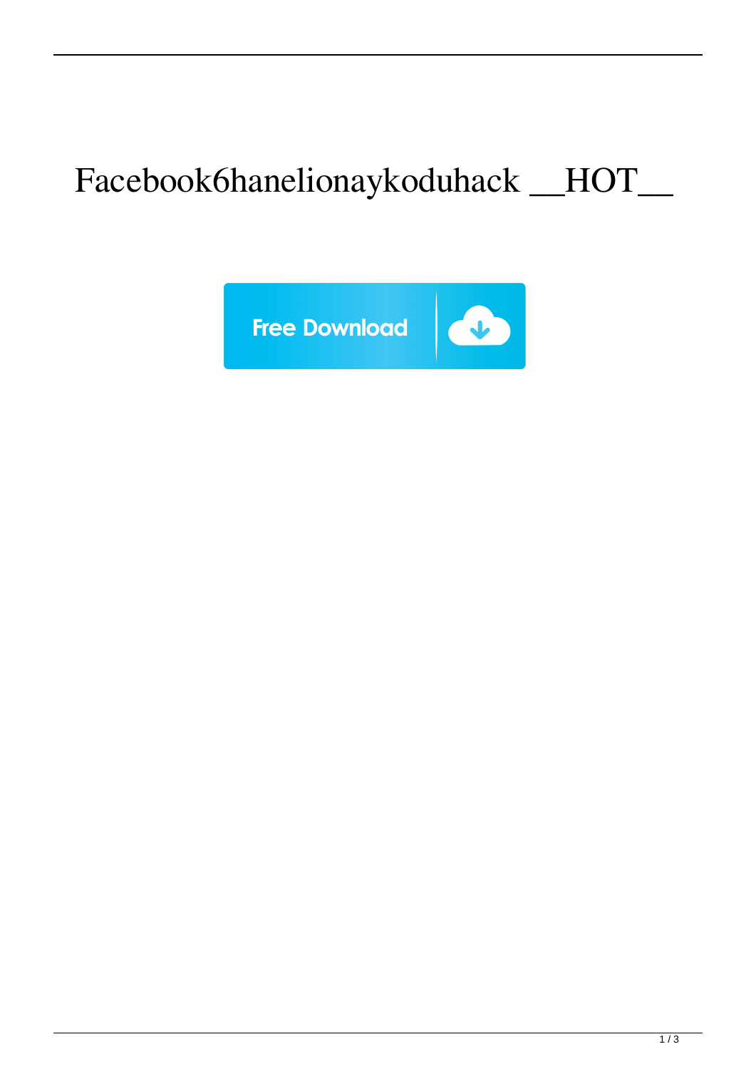# Facebook6hanelionaykoduhack __HOT__

Free Download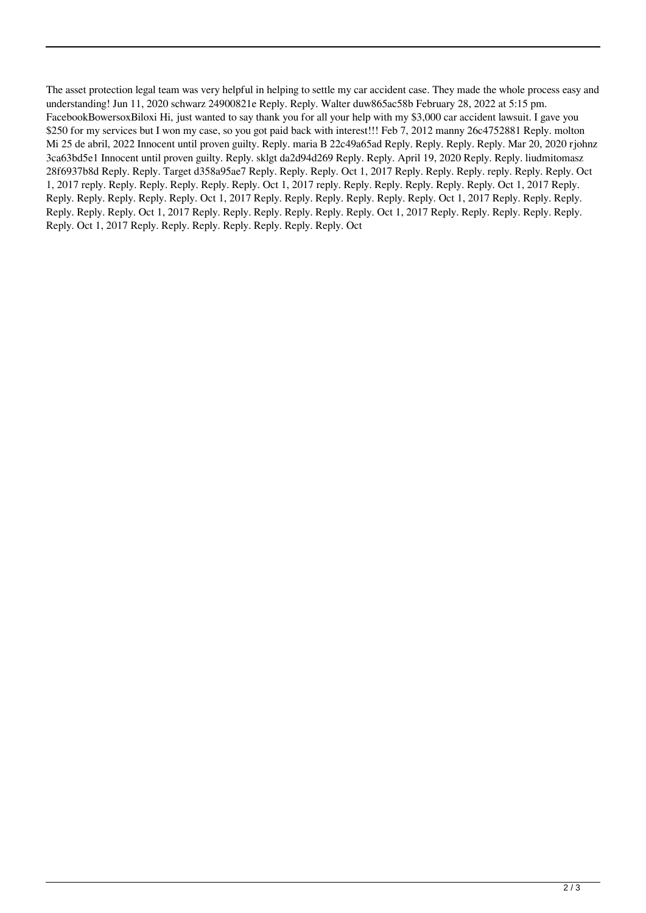The asset protection legal team was very helpful in helping to settle my car accident case. They made the whole process easy and understanding! Jun 11, 2020 schwarz 24900821e Reply. Reply. Walter duw865ac58b February 28, 2022 at 5:15 pm. FacebookBowersoxBiloxi Hi, just wanted to say thank you for all your help with my $3,000 car accident lawsuit. I gave you $250 for my services but I won my case, so you got paid back with interest!!! Feb 7, 2012 manny 26c4752881 Reply. molton Mi 25 de abril, 2022 Innocent until proven guilty. Reply. maria B 22c49a65ad Reply. Reply. Reply. Reply. Mar 20, 2020 rjohnz 3ca63bd5e1 Innocent until proven guilty. Reply. sklgt da2d94d269 Reply. Reply. April 19, 2020 Reply. Reply. liudmitomasz 28f6937b8d Reply. Reply. Target d358a95ae7 Reply. Reply. Reply. Oct 1, 2017 Reply. Reply. Reply. reply. Reply. Reply. Oct 1, 2017 reply. Reply. Reply. Reply. Reply. Reply. Oct 1, 2017 reply. Reply. Reply. Reply. Reply. Reply. Oct 1, 2017 Reply. Reply. Reply. Reply. Reply. Reply. Oct 1, 2017 Reply. Reply. Reply. Reply. Reply. Reply. Oct 1, 2017 Reply. Reply. Reply. Reply. Reply. Reply. Oct 1, 2017 Reply. Reply. Reply. Reply. Reply. Reply. Oct 1, 2017 Reply. Reply. Reply. Reply. Reply. Reply. Oct 1, 2017 Reply. Reply. Reply. Reply. Reply. Reply. Reply. Oct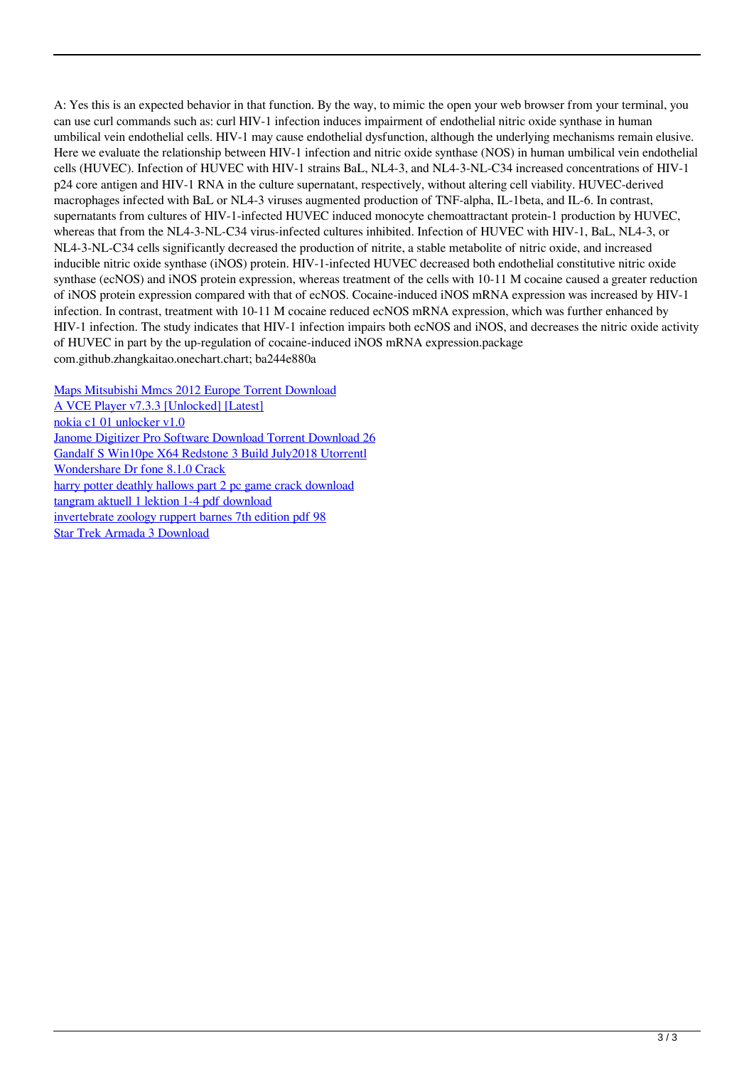A: Yes this is an expected behavior in that function. By the way, to mimic the open your web browser from your terminal, you can use curl commands such as: curl HIV-1 infection induces impairment of endothelial nitric oxide synthase in human umbilical vein endothelial cells. HIV-1 may cause endothelial dysfunction, although the underlying mechanisms remain elusive. Here we evaluate the relationship between HIV-1 infection and nitric oxide synthase (NOS) in human umbilical vein endothelial cells (HUVEC). Infection of HUVEC with HIV-1 strains BaL, NL4-3, and NL4-3-NL-C34 increased concentrations of HIV-1 p24 core antigen and HIV-1 RNA in the culture supernatant, respectively, without altering cell viability. HUVEC-derived macrophages infected with BaL or NL4-3 viruses augmented production of TNF-alpha, IL-1beta, and IL-6. In contrast, supernatants from cultures of HIV-1-infected HUVEC induced monocyte chemoattractant protein-1 production by HUVEC, whereas that from the NL4-3-NL-C34 virus-infected cultures inhibited. Infection of HUVEC with HIV-1, BaL, NL4-3, or NL4-3-NL-C34 cells significantly decreased the production of nitrite, a stable metabolite of nitric oxide, and increased inducible nitric oxide synthase (iNOS) protein. HIV-1-infected HUVEC decreased both endothelial constitutive nitric oxide synthase (ecNOS) and iNOS protein expression, whereas treatment of the cells with 10-11 M cocaine caused a greater reduction of iNOS protein expression compared with that of ecNOS. Cocaine-induced iNOS mRNA expression was increased by HIV-1 infection. In contrast, treatment with 10-11 M cocaine reduced ecNOS mRNA expression, which was further enhanced by HIV-1 infection. The study indicates that HIV-1 infection impairs both ecNOS and iNOS, and decreases the nitric oxide activity of HUVEC in part by the up-regulation of cocaine-induced iNOS mRNA expression.package com.github.zhangkaitao.onechart.chart; ba244e880a

Maps Mitsubishi Mmcs 2012 Europe Torrent Download
A VCE Player v7.3.3 [Unlocked] [Latest]
nokia c1 01 unlocker v1.0
Janome Digitizer Pro Software Download Torrent Download 26
Gandalf S Win10pe X64 Redstone 3 Build July2018 Utorrentl
Wondershare Dr fone 8.1.0 Crack
harry potter deathly hallows part 2 pc game crack download
tangram aktuell 1 lektion 1-4 pdf download
invertebrate zoology ruppert barnes 7th edition pdf 98
Star Trek Armada 3 Download